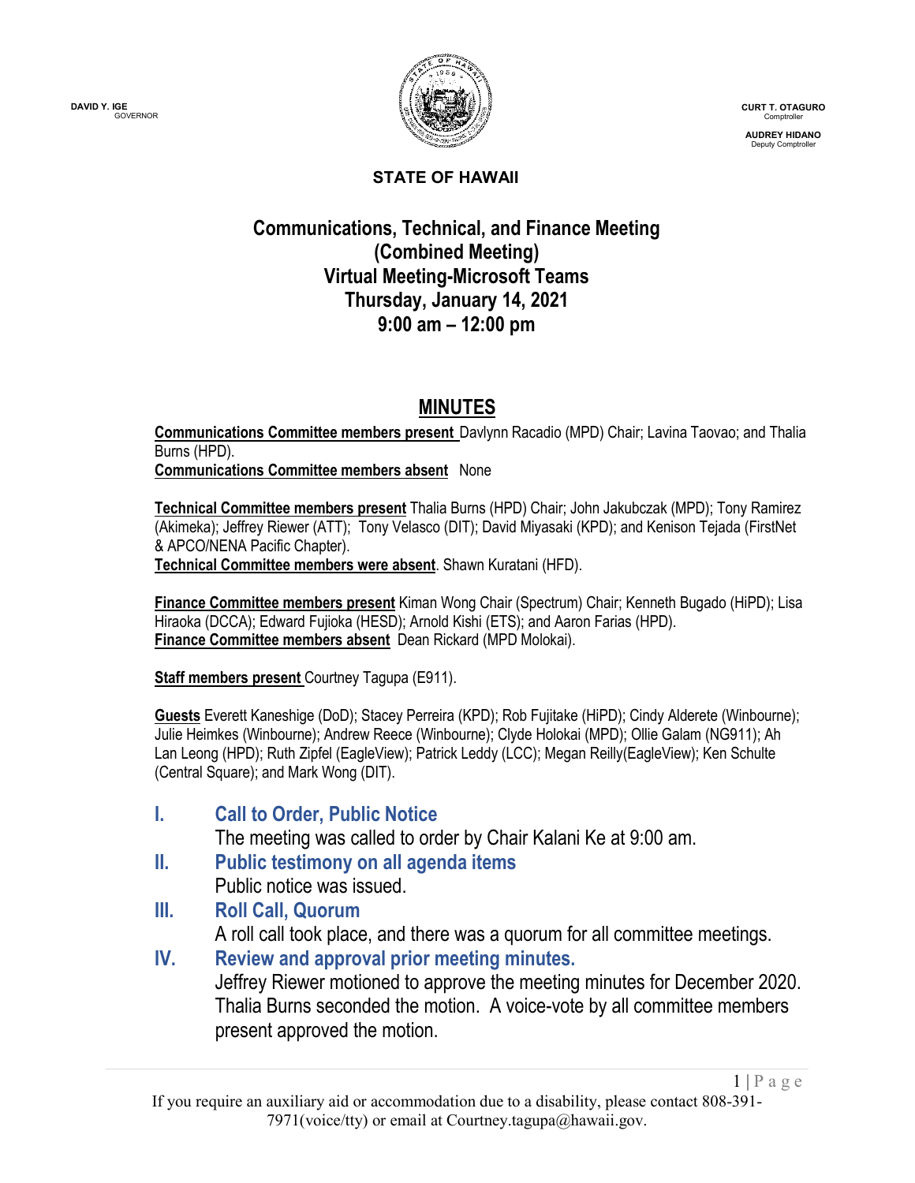DAVID Y. IGE
GOVERNOR

CURT T. OTAGURO
Comptroller

AUDREY HIDANO
Deputy Comptroller

**STATE OF HAWAII**

# Communications, Technical, and Finance Meeting (Combined Meeting) Virtual Meeting-Microsoft Teams Thursday, January 14, 2021 9:00 am – 12:00 pm

## MINUTES

**Communications Committee members present** Davlynn Racadio (MPD) Chair; Lavina Taovao; and Thalia Burns (HPD).
**Communications Committee members absent** None

**Technical Committee members present** Thalia Burns (HPD) Chair; John Jakubczak (MPD); Tony Ramirez (Akimeka); Jeffrey Riewer (ATT); Tony Velasco (DIT); David Miyasaki (KPD); and Kenison Tejada (FirstNet & APCO/NENA Pacific Chapter).
**Technical Committee members were absent**. Shawn Kuratani (HFD).

**Finance Committee members present** Kiman Wong Chair (Spectrum) Chair; Kenneth Bugado (HiPD); Lisa Hiraoka (DCCA); Edward Fujioka (HESD); Arnold Kishi (ETS); and Aaron Farias (HPD).
**Finance Committee members absent** Dean Rickard (MPD Molokai).

**Staff members present** Courtney Tagupa (E911).

**Guests** Everett Kaneshige (DoD); Stacey Perreira (KPD); Rob Fujitake (HiPD); Cindy Alderete (Winbourne); Julie Heimkes (Winbourne); Andrew Reece (Winbourne); Clyde Holokai (MPD); Ollie Galam (NG911); Ah Lan Leong (HPD); Ruth Zipfel (EagleView); Patrick Leddy (LCC); Megan Reilly(EagleView); Ken Schulte (Central Square); and Mark Wong (DIT).

### I. Call to Order, Public Notice

The meeting was called to order by Chair Kalani Ke at 9:00 am.

### II. Public testimony on all agenda items

Public notice was issued.

### III. Roll Call, Quorum

A roll call took place, and there was a quorum for all committee meetings.

### IV. Review and approval prior meeting minutes.

Jeffrey Riewer motioned to approve the meeting minutes for December 2020. Thalia Burns seconded the motion. A voice-vote by all committee members present approved the motion.

If you require an auxiliary aid or accommodation due to a disability, please contact 808-391-7971(voice/tty) or email at Courtney.tagupa@hawaii.gov.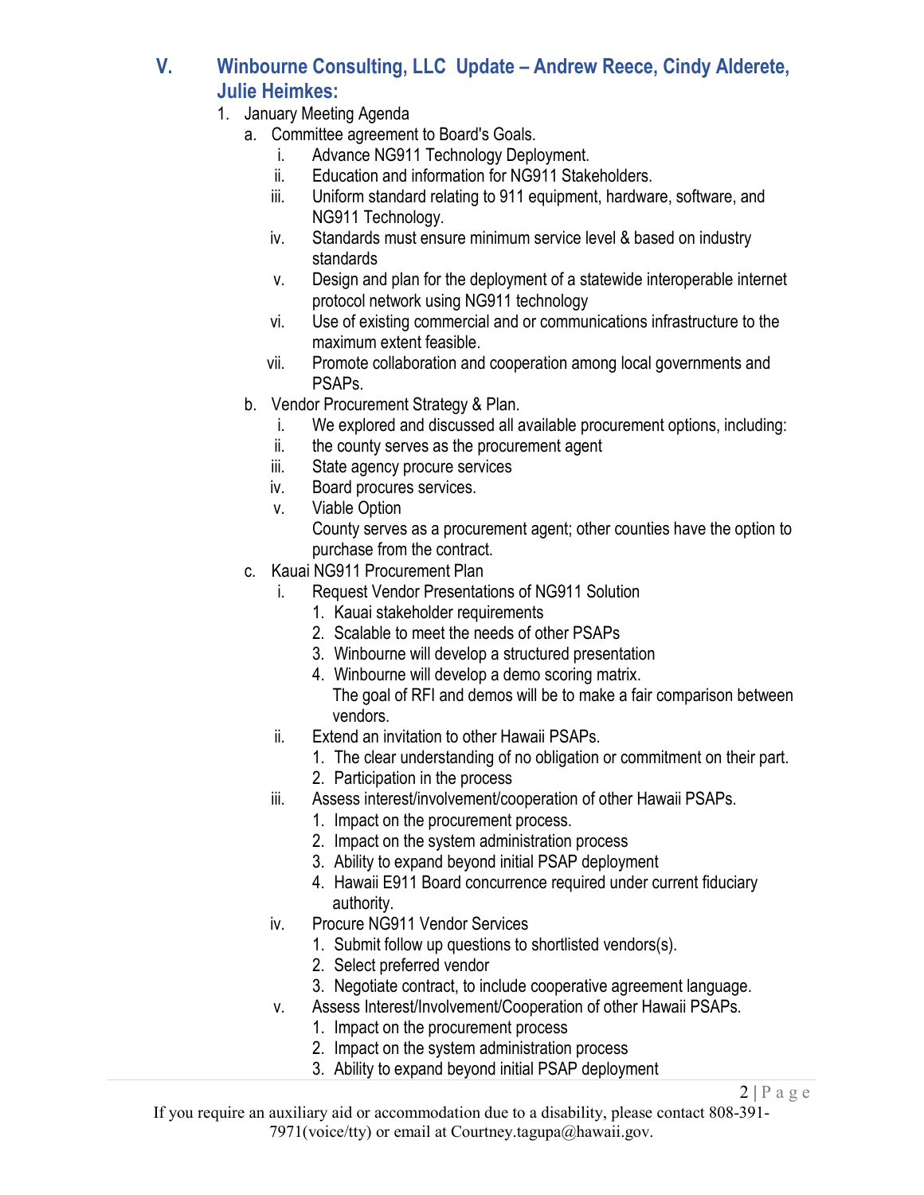## V. Winbourne Consulting, LLC Update – Andrew Reece, Cindy Alderete, Julie Heimkes:

1. January Meeting Agenda
   a. Committee agreement to Board's Goals.
      i. Advance NG911 Technology Deployment.
      ii. Education and information for NG911 Stakeholders.
      iii. Uniform standard relating to 911 equipment, hardware, software, and NG911 Technology.
      iv. Standards must ensure minimum service level & based on industry standards
      v. Design and plan for the deployment of a statewide interoperable internet protocol network using NG911 technology
      vi. Use of existing commercial and or communications infrastructure to the maximum extent feasible.
      vii. Promote collaboration and cooperation among local governments and PSAPs.
   b. Vendor Procurement Strategy & Plan.
      i. We explored and discussed all available procurement options, including:
      ii. the county serves as the procurement agent
      iii. State agency procure services
      iv. Board procures services.
      v. Viable Option
         County serves as a procurement agent; other counties have the option to purchase from the contract.
   c. Kauai NG911 Procurement Plan
      i. Request Vendor Presentations of NG911 Solution
         1. Kauai stakeholder requirements
         2. Scalable to meet the needs of other PSAPs
         3. Winbourne will develop a structured presentation
         4. Winbourne will develop a demo scoring matrix.
            The goal of RFI and demos will be to make a fair comparison between vendors.
      ii. Extend an invitation to other Hawaii PSAPs.
         1. The clear understanding of no obligation or commitment on their part.
         2. Participation in the process
      iii. Assess interest/involvement/cooperation of other Hawaii PSAPs.
         1. Impact on the procurement process.
         2. Impact on the system administration process
         3. Ability to expand beyond initial PSAP deployment
         4. Hawaii E911 Board concurrence required under current fiduciary authority.
      iv. Procure NG911 Vendor Services
         1. Submit follow up questions to shortlisted vendors(s).
         2. Select preferred vendor
         3. Negotiate contract, to include cooperative agreement language.
      v. Assess Interest/Involvement/Cooperation of other Hawaii PSAPs.
         1. Impact on the procurement process
         2. Impact on the system administration process
         3. Ability to expand beyond initial PSAP deployment

If you require an auxiliary aid or accommodation due to a disability, please contact 808-391-7971(voice/tty) or email at Courtney.tagupa@hawaii.gov.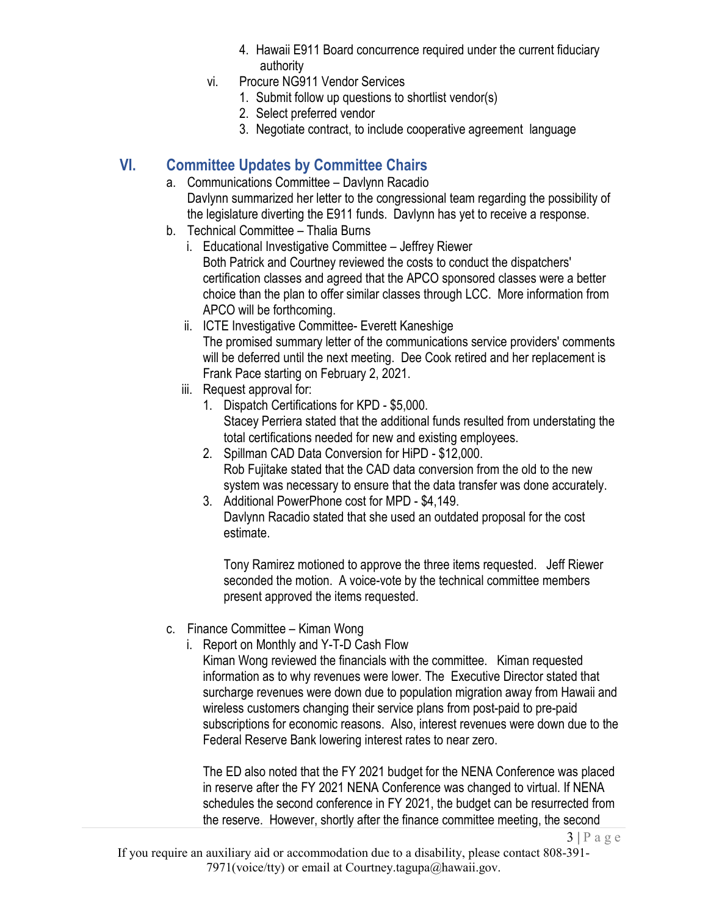4. Hawaii E911 Board concurrence required under the current fiduciary authority

vi. Procure NG911 Vendor Services
   1. Submit follow up questions to shortlist vendor(s)
   2. Select preferred vendor
   3. Negotiate contract, to include cooperative agreement language

## VI. Committee Updates by Committee Chairs

a. Communications Committee – Davlynn Racadio
   Davlynn summarized her letter to the congressional team regarding the possibility of the legislature diverting the E911 funds. Davlynn has yet to receive a response.

b. Technical Committee – Thalia Burns
   i. Educational Investigative Committee – Jeffrey Riewer
      Both Patrick and Courtney reviewed the costs to conduct the dispatchers' certification classes and agreed that the APCO sponsored classes were a better choice than the plan to offer similar classes through LCC. More information from APCO will be forthcoming.
   ii. ICTE Investigative Committee- Everett Kaneshige
      The promised summary letter of the communications service providers' comments will be deferred until the next meeting. Dee Cook retired and her replacement is Frank Pace starting on February 2, 2021.
   iii. Request approval for:
      1. Dispatch Certifications for KPD - $5,000.
         Stacey Perriera stated that the additional funds resulted from understating the total certifications needed for new and existing employees.
      2. Spillman CAD Data Conversion for HiPD - $12,000.
         Rob Fujitake stated that the CAD data conversion from the old to the new system was necessary to ensure that the data transfer was done accurately.
      3. Additional PowerPhone cost for MPD - $4,149.
         Davlynn Racadio stated that she used an outdated proposal for the cost estimate.

         Tony Ramirez motioned to approve the three items requested. Jeff Riewer seconded the motion. A voice-vote by the technical committee members present approved the items requested.

c. Finance Committee – Kiman Wong
   i. Report on Monthly and Y-T-D Cash Flow
      Kiman Wong reviewed the financials with the committee. Kiman requested information as to why revenues were lower. The Executive Director stated that surcharge revenues were down due to population migration away from Hawaii and wireless customers changing their service plans from post-paid to pre-paid subscriptions for economic reasons. Also, interest revenues were down due to the Federal Reserve Bank lowering interest rates to near zero.

      The ED also noted that the FY 2021 budget for the NENA Conference was placed in reserve after the FY 2021 NENA Conference was changed to virtual. If NENA schedules the second conference in FY 2021, the budget can be resurrected from the reserve. However, shortly after the finance committee meeting, the second

If you require an auxiliary aid or accommodation due to a disability, please contact 808-391-7971(voice/tty) or email at Courtney.tagupa@hawaii.gov.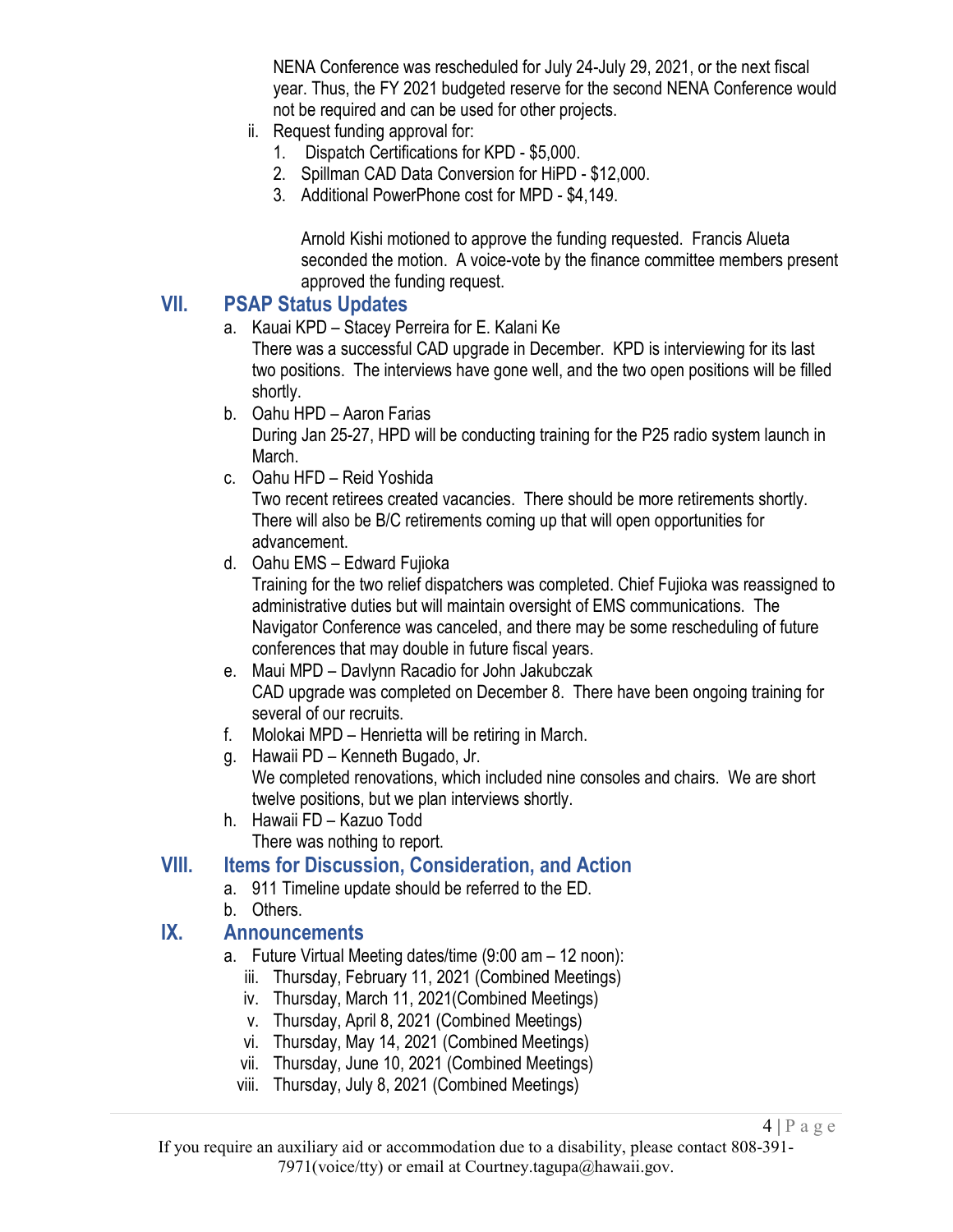NENA Conference was rescheduled for July 24-July 29, 2021, or the next fiscal year. Thus, the FY 2021 budgeted reserve for the second NENA Conference would not be required and can be used for other projects.

ii. Request funding approval for:
   1. Dispatch Certifications for KPD - $5,000.
   2. Spillman CAD Data Conversion for HiPD - $12,000.
   3. Additional PowerPhone cost for MPD - $4,149.

   Arnold Kishi motioned to approve the funding requested. Francis Alueta seconded the motion. A voice-vote by the finance committee members present approved the funding request.

## VII. PSAP Status Updates

a. Kauai KPD – Stacey Perreira for E. Kalani Ke
   There was a successful CAD upgrade in December. KPD is interviewing for its last two positions. The interviews have gone well, and the two open positions will be filled shortly.
b. Oahu HPD – Aaron Farias
   During Jan 25-27, HPD will be conducting training for the P25 radio system launch in March.
c. Oahu HFD – Reid Yoshida
   Two recent retirees created vacancies. There should be more retirements shortly. There will also be B/C retirements coming up that will open opportunities for advancement.
d. Oahu EMS – Edward Fujioka
   Training for the two relief dispatchers was completed. Chief Fujioka was reassigned to administrative duties but will maintain oversight of EMS communications. The Navigator Conference was canceled, and there may be some rescheduling of future conferences that may double in future fiscal years.
e. Maui MPD – Davlynn Racadio for John Jakubczak
   CAD upgrade was completed on December 8. There have been ongoing training for several of our recruits.
f. Molokai MPD – Henrietta will be retiring in March.
g. Hawaii PD – Kenneth Bugado, Jr.
   We completed renovations, which included nine consoles and chairs. We are short twelve positions, but we plan interviews shortly.
h. Hawaii FD – Kazuo Todd
   There was nothing to report.

## VIII. Items for Discussion, Consideration, and Action

a. 911 Timeline update should be referred to the ED.
b. Others.

## IX. Announcements

a. Future Virtual Meeting dates/time (9:00 am – 12 noon):
   iii. Thursday, February 11, 2021 (Combined Meetings)
   iv. Thursday, March 11, 2021(Combined Meetings)
   v. Thursday, April 8, 2021 (Combined Meetings)
   vi. Thursday, May 14, 2021 (Combined Meetings)
   vii. Thursday, June 10, 2021 (Combined Meetings)
   viii. Thursday, July 8, 2021 (Combined Meetings)

If you require an auxiliary aid or accommodation due to a disability, please contact 808-391-7971(voice/tty) or email at Courtney.tagupa@hawaii.gov.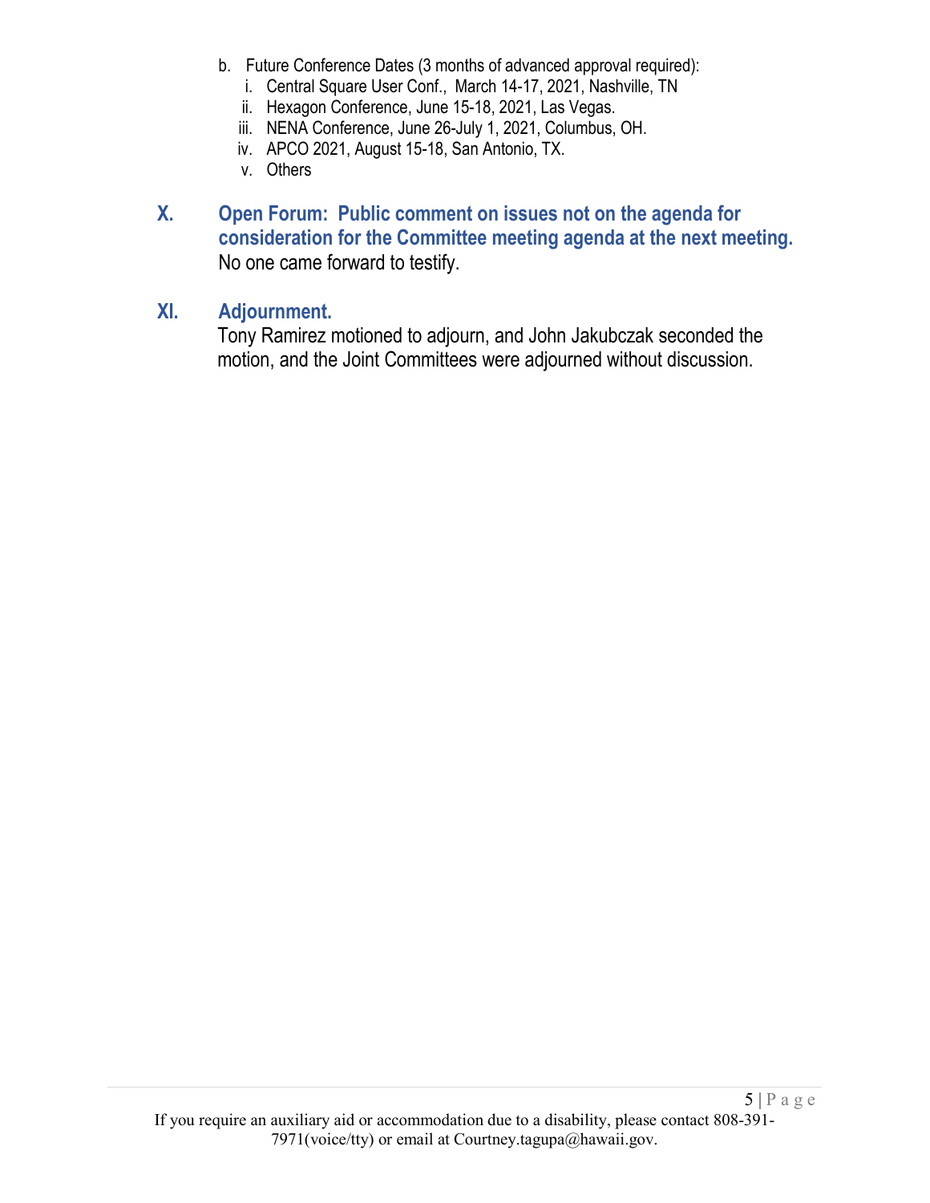b. Future Conference Dates (3 months of advanced approval required):
   i. Central Square User Conf., March 14-17, 2021, Nashville, TN
   ii. Hexagon Conference, June 15-18, 2021, Las Vegas.
   iii. NENA Conference, June 26-July 1, 2021, Columbus, OH.
   iv. APCO 2021, August 15-18, San Antonio, TX.
   v. Others

## X. Open Forum: Public comment on issues not on the agenda for consideration for the Committee meeting agenda at the next meeting.

No one came forward to testify.

## XI. Adjournment.

Tony Ramirez motioned to adjourn, and John Jakubczak seconded the motion, and the Joint Committees were adjourned without discussion.

If you require an auxiliary aid or accommodation due to a disability, please contact 808-391-7971(voice/tty) or email at Courtney.tagupa@hawaii.gov.